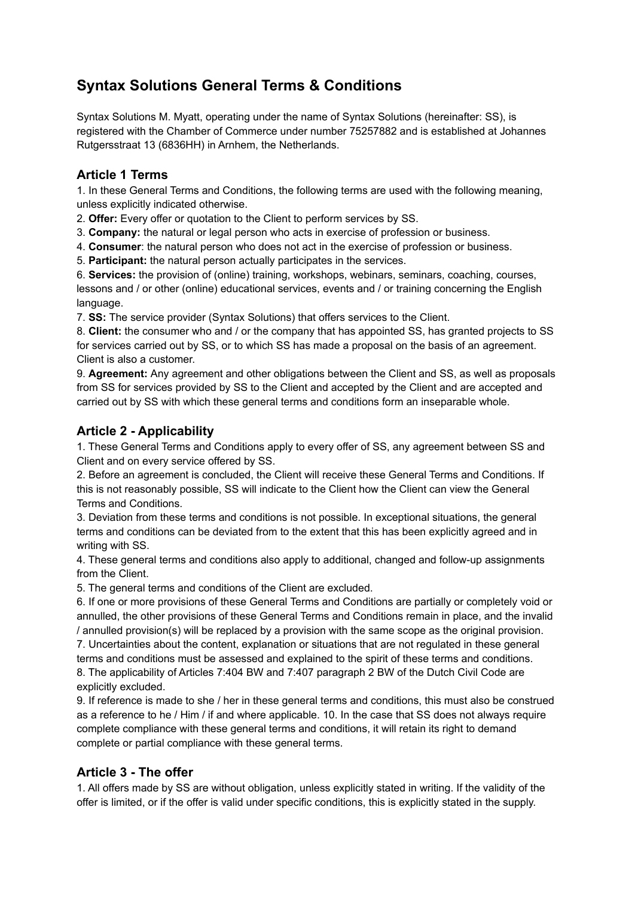# Syntax Solutions General Terms & Conditions

Syntax Solutions M. Myatt, operating under the name of Syntax Solutions (hereinafter: SS), is registered with the Chamber of Commerce under number 75257882 and is established at Johannes Rutgersstraat 13 (6836HH) in Arnhem, the Netherlands.

## Article 1 Terms

1. In these General Terms and Conditions, the following terms are used with the following meaning, unless explicitly indicated otherwise.
2. **Offer:** Every offer or quotation to the Client to perform services by SS.
3. **Company:** the natural or legal person who acts in exercise of profession or business.
4. **Consumer**: the natural person who does not act in the exercise of profession or business.
5. **Participant:** the natural person actually participates in the services.
6. **Services:** the provision of (online) training, workshops, webinars, seminars, coaching, courses, lessons and / or other (online) educational services, events and / or training concerning the English language.
7. **SS:** The service provider (Syntax Solutions) that offers services to the Client.
8. **Client:** the consumer who and / or the company that has appointed SS, has granted projects to SS for services carried out by SS, or to which SS has made a proposal on the basis of an agreement. Client is also a customer.
9. **Agreement:** Any agreement and other obligations between the Client and SS, as well as proposals from SS for services provided by SS to the Client and accepted by the Client and are accepted and carried out by SS with which these general terms and conditions form an inseparable whole.

## Article 2 - Applicability

1. These General Terms and Conditions apply to every offer of SS, any agreement between SS and Client and on every service offered by SS.
2. Before an agreement is concluded, the Client will receive these General Terms and Conditions. If this is not reasonably possible, SS will indicate to the Client how the Client can view the General Terms and Conditions.
3. Deviation from these terms and conditions is not possible. In exceptional situations, the general terms and conditions can be deviated from to the extent that this has been explicitly agreed and in writing with SS.
4. These general terms and conditions also apply to additional, changed and follow-up assignments from the Client.
5. The general terms and conditions of the Client are excluded.
6. If one or more provisions of these General Terms and Conditions are partially or completely void or annulled, the other provisions of these General Terms and Conditions remain in place, and the invalid / annulled provision(s) will be replaced by a provision with the same scope as the original provision.
7. Uncertainties about the content, explanation or situations that are not regulated in these general terms and conditions must be assessed and explained to the spirit of these terms and conditions.
8. The applicability of Articles 7:404 BW and 7:407 paragraph 2 BW of the Dutch Civil Code are explicitly excluded.
9. If reference is made to she / her in these general terms and conditions, this must also be construed as a reference to he / Him / if and where applicable.
10. In the case that SS does not always require complete compliance with these general terms and conditions, it will retain its right to demand complete or partial compliance with these general terms.

## Article 3 - The offer

1. All offers made by SS are without obligation, unless explicitly stated in writing. If the validity of the offer is limited, or if the offer is valid under specific conditions, this is explicitly stated in the supply.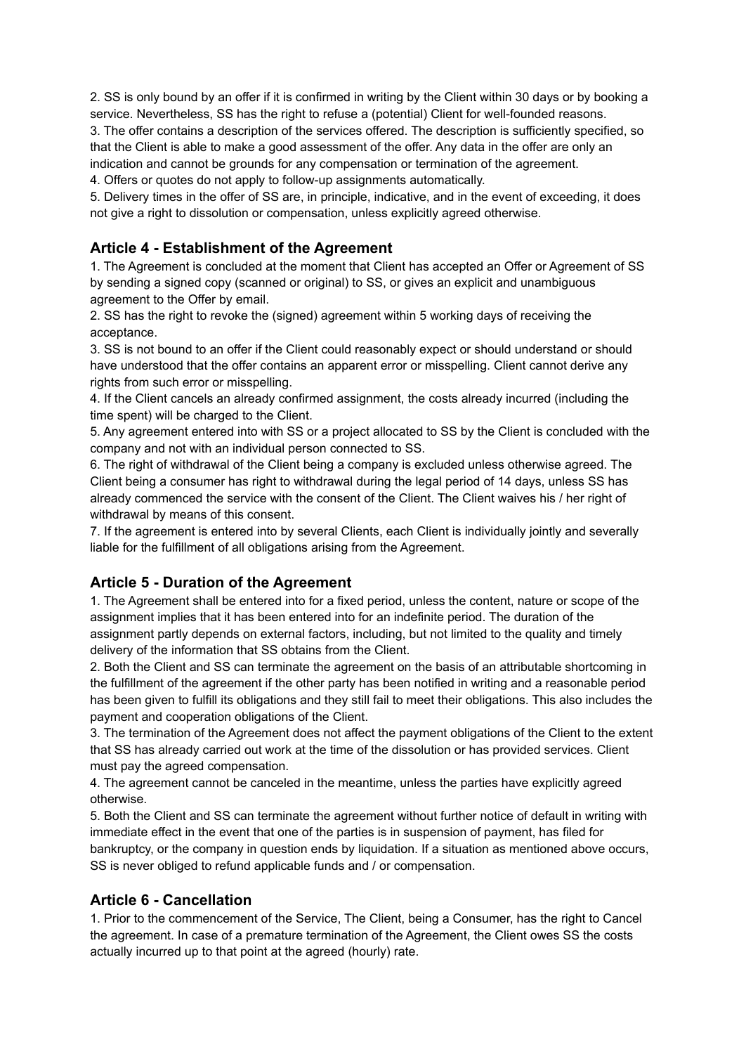2. SS is only bound by an offer if it is confirmed in writing by the Client within 30 days or by booking a service. Nevertheless, SS has the right to refuse a (potential) Client for well-founded reasons.
3. The offer contains a description of the services offered. The description is sufficiently specified, so that the Client is able to make a good assessment of the offer. Any data in the offer are only an indication and cannot be grounds for any compensation or termination of the agreement.
4. Offers or quotes do not apply to follow-up assignments automatically.
5. Delivery times in the offer of SS are, in principle, indicative, and in the event of exceeding, it does not give a right to dissolution or compensation, unless explicitly agreed otherwise.

## Article 4 - Establishment of the Agreement

1. The Agreement is concluded at the moment that Client has accepted an Offer or Agreement of SS by sending a signed copy (scanned or original) to SS, or gives an explicit and unambiguous agreement to the Offer by email.
2. SS has the right to revoke the (signed) agreement within 5 working days of receiving the acceptance.
3. SS is not bound to an offer if the Client could reasonably expect or should understand or should have understood that the offer contains an apparent error or misspelling. Client cannot derive any rights from such error or misspelling.
4. If the Client cancels an already confirmed assignment, the costs already incurred (including the time spent) will be charged to the Client.
5. Any agreement entered into with SS or a project allocated to SS by the Client is concluded with the company and not with an individual person connected to SS.
6. The right of withdrawal of the Client being a company is excluded unless otherwise agreed. The Client being a consumer has right to withdrawal during the legal period of 14 days, unless SS has already commenced the service with the consent of the Client. The Client waives his / her right of withdrawal by means of this consent.
7. If the agreement is entered into by several Clients, each Client is individually jointly and severally liable for the fulfillment of all obligations arising from the Agreement.

## Article 5 - Duration of the Agreement

1. The Agreement shall be entered into for a fixed period, unless the content, nature or scope of the assignment implies that it has been entered into for an indefinite period. The duration of the assignment partly depends on external factors, including, but not limited to the quality and timely delivery of the information that SS obtains from the Client.
2. Both the Client and SS can terminate the agreement on the basis of an attributable shortcoming in the fulfillment of the agreement if the other party has been notified in writing and a reasonable period has been given to fulfill its obligations and they still fail to meet their obligations. This also includes the payment and cooperation obligations of the Client.
3. The termination of the Agreement does not affect the payment obligations of the Client to the extent that SS has already carried out work at the time of the dissolution or has provided services. Client must pay the agreed compensation.
4. The agreement cannot be canceled in the meantime, unless the parties have explicitly agreed otherwise.
5. Both the Client and SS can terminate the agreement without further notice of default in writing with immediate effect in the event that one of the parties is in suspension of payment, has filed for bankruptcy, or the company in question ends by liquidation. If a situation as mentioned above occurs, SS is never obliged to refund applicable funds and / or compensation.

## Article 6 - Cancellation

1. Prior to the commencement of the Service, The Client, being a Consumer, has the right to Cancel the agreement. In case of a premature termination of the Agreement, the Client owes SS the costs actually incurred up to that point at the agreed (hourly) rate.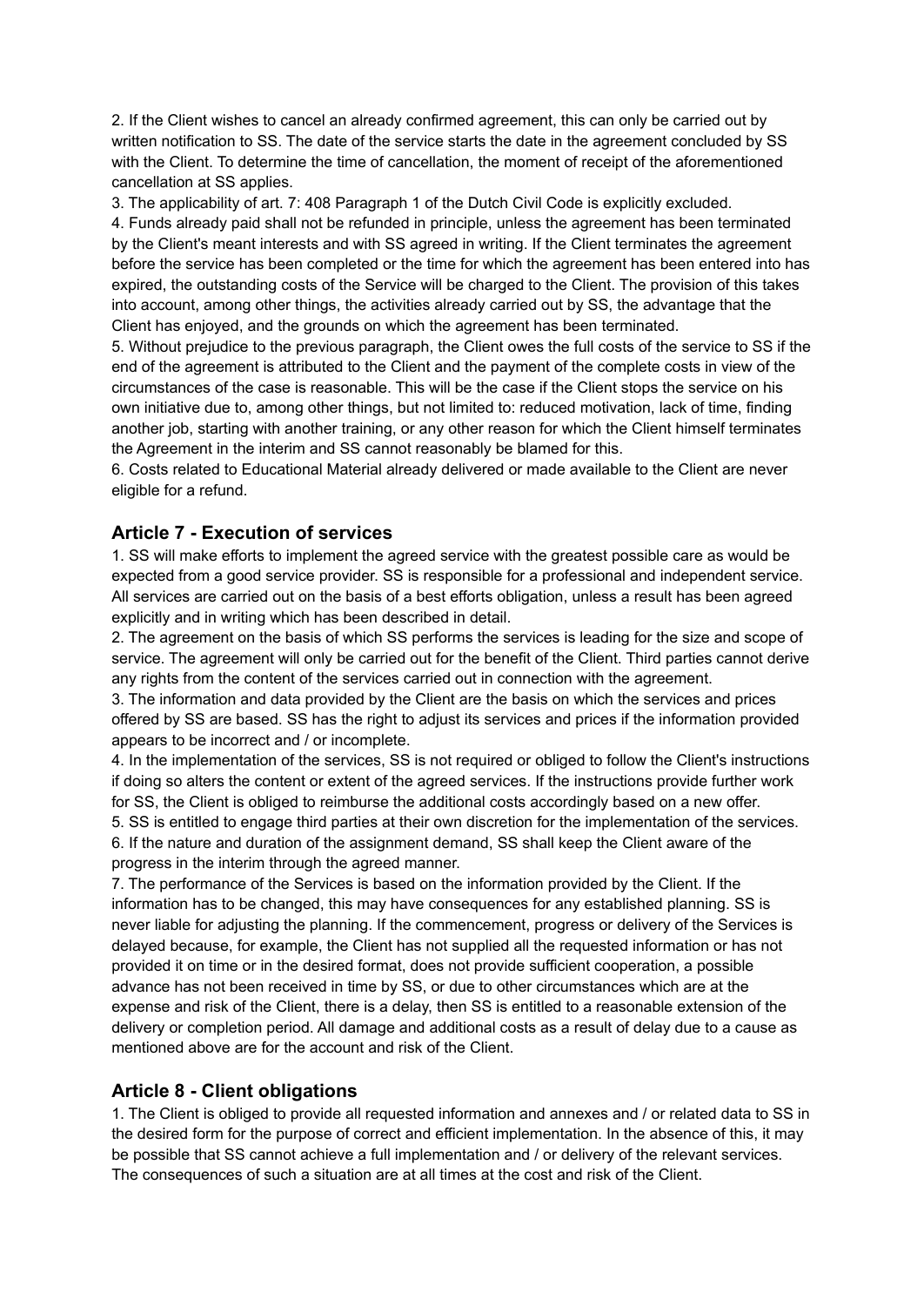2. If the Client wishes to cancel an already confirmed agreement, this can only be carried out by written notification to SS. The date of the service starts the date in the agreement concluded by SS with the Client. To determine the time of cancellation, the moment of receipt of the aforementioned cancellation at SS applies.

3. The applicability of art. 7: 408 Paragraph 1 of the Dutch Civil Code is explicitly excluded.

4. Funds already paid shall not be refunded in principle, unless the agreement has been terminated by the Client's meant interests and with SS agreed in writing. If the Client terminates the agreement before the service has been completed or the time for which the agreement has been entered into has expired, the outstanding costs of the Service will be charged to the Client. The provision of this takes into account, among other things, the activities already carried out by SS, the advantage that the Client has enjoyed, and the grounds on which the agreement has been terminated.

5. Without prejudice to the previous paragraph, the Client owes the full costs of the service to SS if the end of the agreement is attributed to the Client and the payment of the complete costs in view of the circumstances of the case is reasonable. This will be the case if the Client stops the service on his own initiative due to, among other things, but not limited to: reduced motivation, lack of time, finding another job, starting with another training, or any other reason for which the Client himself terminates the Agreement in the interim and SS cannot reasonably be blamed for this.

6. Costs related to Educational Material already delivered or made available to the Client are never eligible for a refund.

## Article 7 - Execution of services

1. SS will make efforts to implement the agreed service with the greatest possible care as would be expected from a good service provider. SS is responsible for a professional and independent service. All services are carried out on the basis of a best efforts obligation, unless a result has been agreed explicitly and in writing which has been described in detail.

2. The agreement on the basis of which SS performs the services is leading for the size and scope of service. The agreement will only be carried out for the benefit of the Client. Third parties cannot derive any rights from the content of the services carried out in connection with the agreement.

3. The information and data provided by the Client are the basis on which the services and prices offered by SS are based. SS has the right to adjust its services and prices if the information provided appears to be incorrect and / or incomplete.

4. In the implementation of the services, SS is not required or obliged to follow the Client's instructions if doing so alters the content or extent of the agreed services. If the instructions provide further work for SS, the Client is obliged to reimburse the additional costs accordingly based on a new offer.

5. SS is entitled to engage third parties at their own discretion for the implementation of the services.

6. If the nature and duration of the assignment demand, SS shall keep the Client aware of the progress in the interim through the agreed manner.

7. The performance of the Services is based on the information provided by the Client. If the information has to be changed, this may have consequences for any established planning. SS is never liable for adjusting the planning. If the commencement, progress or delivery of the Services is delayed because, for example, the Client has not supplied all the requested information or has not provided it on time or in the desired format, does not provide sufficient cooperation, a possible advance has not been received in time by SS, or due to other circumstances which are at the expense and risk of the Client, there is a delay, then SS is entitled to a reasonable extension of the delivery or completion period. All damage and additional costs as a result of delay due to a cause as mentioned above are for the account and risk of the Client.

## Article 8 - Client obligations

1. The Client is obliged to provide all requested information and annexes and / or related data to SS in the desired form for the purpose of correct and efficient implementation. In the absence of this, it may be possible that SS cannot achieve a full implementation and / or delivery of the relevant services. The consequences of such a situation are at all times at the cost and risk of the Client.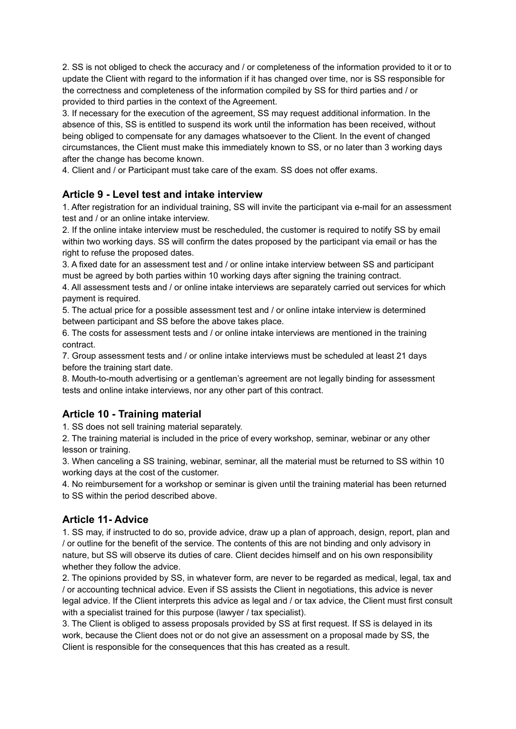2. SS is not obliged to check the accuracy and / or completeness of the information provided to it or to update the Client with regard to the information if it has changed over time, nor is SS responsible for the correctness and completeness of the information compiled by SS for third parties and / or provided to third parties in the context of the Agreement.

3. If necessary for the execution of the agreement, SS may request additional information. In the absence of this, SS is entitled to suspend its work until the information has been received, without being obliged to compensate for any damages whatsoever to the Client. In the event of changed circumstances, the Client must make this immediately known to SS, or no later than 3 working days after the change has become known.

4. Client and / or Participant must take care of the exam. SS does not offer exams.

### Article 9 - Level test and intake interview

1. After registration for an individual training, SS will invite the participant via e-mail for an assessment test and / or an online intake interview.

2. If the online intake interview must be rescheduled, the customer is required to notify SS by email within two working days. SS will confirm the dates proposed by the participant via email or has the right to refuse the proposed dates.

3. A fixed date for an assessment test and / or online intake interview between SS and participant must be agreed by both parties within 10 working days after signing the training contract.

4. All assessment tests and / or online intake interviews are separately carried out services for which payment is required.

5. The actual price for a possible assessment test and / or online intake interview is determined between participant and SS before the above takes place.

6. The costs for assessment tests and / or online intake interviews are mentioned in the training contract.

7. Group assessment tests and / or online intake interviews must be scheduled at least 21 days before the training start date.

8. Mouth-to-mouth advertising or a gentleman's agreement are not legally binding for assessment tests and online intake interviews, nor any other part of this contract.

### Article 10 - Training material

1. SS does not sell training material separately.

2. The training material is included in the price of every workshop, seminar, webinar or any other lesson or training.

3. When canceling a SS training, webinar, seminar, all the material must be returned to SS within 10 working days at the cost of the customer.

4. No reimbursement for a workshop or seminar is given until the training material has been returned to SS within the period described above.

### Article 11- Advice

1. SS may, if instructed to do so, provide advice, draw up a plan of approach, design, report, plan and / or outline for the benefit of the service. The contents of this are not binding and only advisory in nature, but SS will observe its duties of care. Client decides himself and on his own responsibility whether they follow the advice.

2. The opinions provided by SS, in whatever form, are never to be regarded as medical, legal, tax and / or accounting technical advice. Even if SS assists the Client in negotiations, this advice is never legal advice. If the Client interprets this advice as legal and / or tax advice, the Client must first consult with a specialist trained for this purpose (lawyer / tax specialist).

3. The Client is obliged to assess proposals provided by SS at first request. If SS is delayed in its work, because the Client does not or do not give an assessment on a proposal made by SS, the Client is responsible for the consequences that this has created as a result.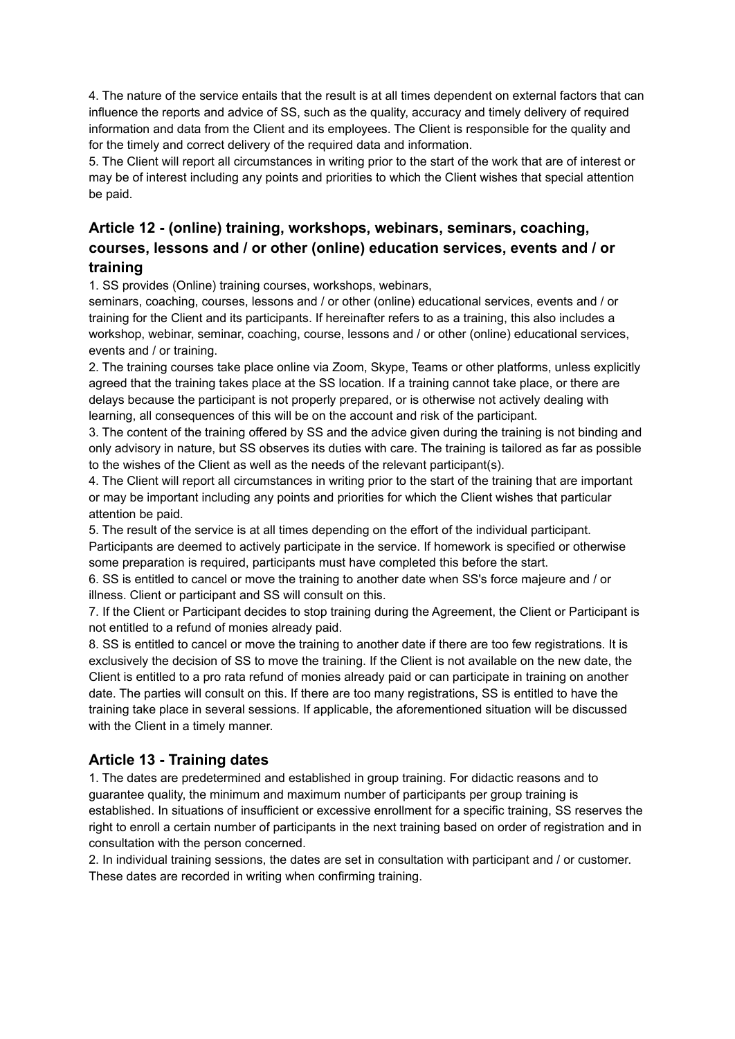4. The nature of the service entails that the result is at all times dependent on external factors that can influence the reports and advice of SS, such as the quality, accuracy and timely delivery of required information and data from the Client and its employees. The Client is responsible for the quality and for the timely and correct delivery of the required data and information.

5. The Client will report all circumstances in writing prior to the start of the work that are of interest or may be of interest including any points and priorities to which the Client wishes that special attention be paid.

## Article 12 - (online) training, workshops, webinars, seminars, coaching, courses, lessons and / or other (online) education services, events and / or training

1. SS provides (Online) training courses, workshops, webinars, seminars, coaching, courses, lessons and / or other (online) educational services, events and / or training for the Client and its participants. If hereinafter refers to as a training, this also includes a workshop, webinar, seminar, coaching, course, lessons and / or other (online) educational services, events and / or training.

2. The training courses take place online via Zoom, Skype, Teams or other platforms, unless explicitly agreed that the training takes place at the SS location. If a training cannot take place, or there are delays because the participant is not properly prepared, or is otherwise not actively dealing with learning, all consequences of this will be on the account and risk of the participant.

3. The content of the training offered by SS and the advice given during the training is not binding and only advisory in nature, but SS observes its duties with care. The training is tailored as far as possible to the wishes of the Client as well as the needs of the relevant participant(s).

4. The Client will report all circumstances in writing prior to the start of the training that are important or may be important including any points and priorities for which the Client wishes that particular attention be paid.

5. The result of the service is at all times depending on the effort of the individual participant. Participants are deemed to actively participate in the service. If homework is specified or otherwise some preparation is required, participants must have completed this before the start.

6. SS is entitled to cancel or move the training to another date when SS's force majeure and / or illness. Client or participant and SS will consult on this.

7. If the Client or Participant decides to stop training during the Agreement, the Client or Participant is not entitled to a refund of monies already paid.

8. SS is entitled to cancel or move the training to another date if there are too few registrations. It is exclusively the decision of SS to move the training. If the Client is not available on the new date, the Client is entitled to a pro rata refund of monies already paid or can participate in training on another date. The parties will consult on this. If there are too many registrations, SS is entitled to have the training take place in several sessions. If applicable, the aforementioned situation will be discussed with the Client in a timely manner.

## Article 13 - Training dates

1. The dates are predetermined and established in group training. For didactic reasons and to guarantee quality, the minimum and maximum number of participants per group training is established. In situations of insufficient or excessive enrollment for a specific training, SS reserves the right to enroll a certain number of participants in the next training based on order of registration and in consultation with the person concerned.

2. In individual training sessions, the dates are set in consultation with participant and / or customer. These dates are recorded in writing when confirming training.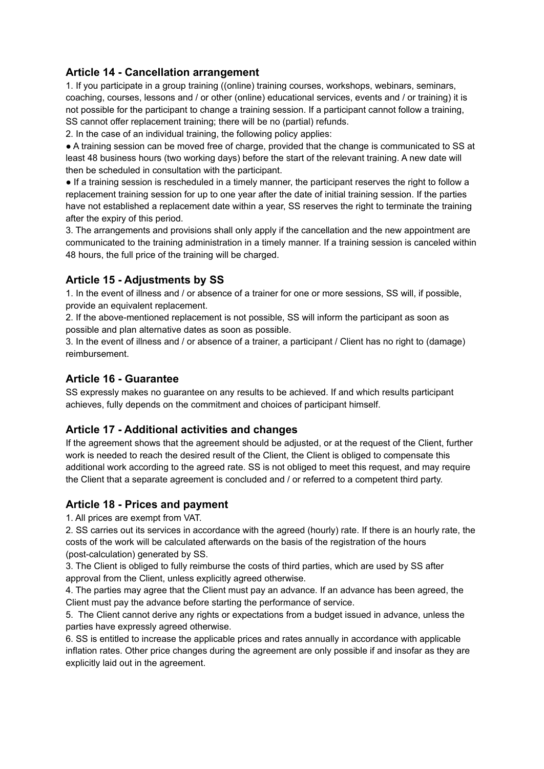## Article 14 - Cancellation arrangement

1. If you participate in a group training ((online) training courses, workshops, webinars, seminars, coaching, courses, lessons and / or other (online) educational services, events and / or training) it is not possible for the participant to change a training session. If a participant cannot follow a training, SS cannot offer replacement training; there will be no (partial) refunds.
2. In the case of an individual training, the following policy applies:

● A training session can be moved free of charge, provided that the change is communicated to SS at least 48 business hours (two working days) before the start of the relevant training. A new date will then be scheduled in consultation with the participant.

● If a training session is rescheduled in a timely manner, the participant reserves the right to follow a replacement training session for up to one year after the date of initial training session. If the parties have not established a replacement date within a year, SS reserves the right to terminate the training after the expiry of this period.

3. The arrangements and provisions shall only apply if the cancellation and the new appointment are communicated to the training administration in a timely manner. If a training session is canceled within 48 hours, the full price of the training will be charged.

## Article 15 - Adjustments by SS

1. In the event of illness and / or absence of a trainer for one or more sessions, SS will, if possible, provide an equivalent replacement.
2. If the above-mentioned replacement is not possible, SS will inform the participant as soon as possible and plan alternative dates as soon as possible.
3. In the event of illness and / or absence of a trainer, a participant / Client has no right to (damage) reimbursement.

## Article 16 - Guarantee

SS expressly makes no guarantee on any results to be achieved. If and which results participant achieves, fully depends on the commitment and choices of participant himself.

## Article 17 - Additional activities and changes

If the agreement shows that the agreement should be adjusted, or at the request of the Client, further work is needed to reach the desired result of the Client, the Client is obliged to compensate this additional work according to the agreed rate. SS is not obliged to meet this request, and may require the Client that a separate agreement is concluded and / or referred to a competent third party.

## Article 18 - Prices and payment

1. All prices are exempt from VAT.
2. SS carries out its services in accordance with the agreed (hourly) rate. If there is an hourly rate, the costs of the work will be calculated afterwards on the basis of the registration of the hours (post-calculation) generated by SS.
3. The Client is obliged to fully reimburse the costs of third parties, which are used by SS after approval from the Client, unless explicitly agreed otherwise.
4. The parties may agree that the Client must pay an advance. If an advance has been agreed, the Client must pay the advance before starting the performance of service.
5. The Client cannot derive any rights or expectations from a budget issued in advance, unless the parties have expressly agreed otherwise.
6. SS is entitled to increase the applicable prices and rates annually in accordance with applicable inflation rates. Other price changes during the agreement are only possible if and insofar as they are explicitly laid out in the agreement.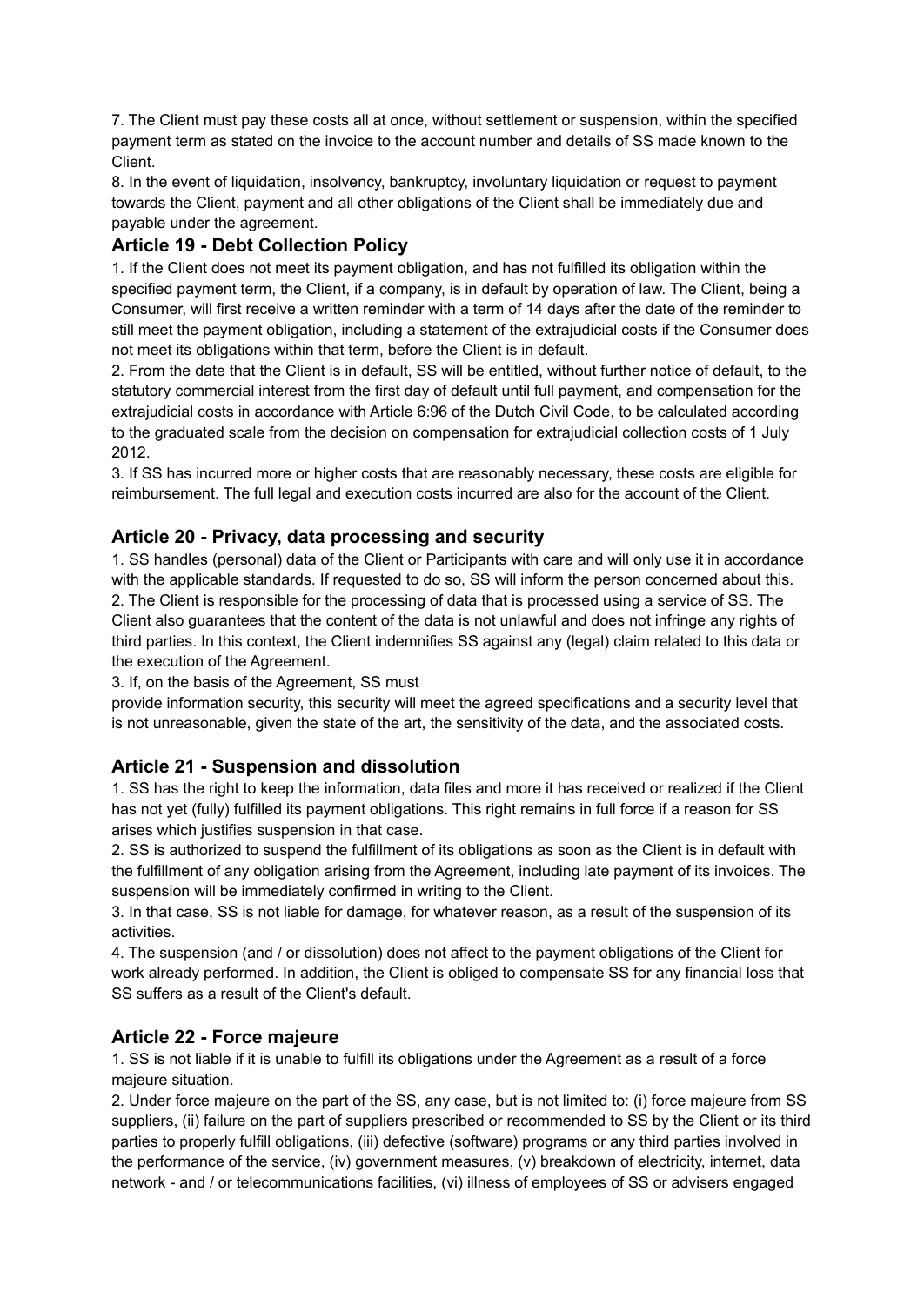7. The Client must pay these costs all at once, without settlement or suspension, within the specified payment term as stated on the invoice to the account number and details of SS made known to the Client.

8. In the event of liquidation, insolvency, bankruptcy, involuntary liquidation or request to payment towards the Client, payment and all other obligations of the Client shall be immediately due and payable under the agreement.

## Article 19 - Debt Collection Policy

1. If the Client does not meet its payment obligation, and has not fulfilled its obligation within the specified payment term, the Client, if a company, is in default by operation of law. The Client, being a Consumer, will first receive a written reminder with a term of 14 days after the date of the reminder to still meet the payment obligation, including a statement of the extrajudicial costs if the Consumer does not meet its obligations within that term, before the Client is in default.

2. From the date that the Client is in default, SS will be entitled, without further notice of default, to the statutory commercial interest from the first day of default until full payment, and compensation for the extrajudicial costs in accordance with Article 6:96 of the Dutch Civil Code, to be calculated according to the graduated scale from the decision on compensation for extrajudicial collection costs of 1 July 2012.

3. If SS has incurred more or higher costs that are reasonably necessary, these costs are eligible for reimbursement. The full legal and execution costs incurred are also for the account of the Client.

## Article 20 - Privacy, data processing and security

1. SS handles (personal) data of the Client or Participants with care and will only use it in accordance with the applicable standards. If requested to do so, SS will inform the person concerned about this.

2. The Client is responsible for the processing of data that is processed using a service of SS. The Client also guarantees that the content of the data is not unlawful and does not infringe any rights of third parties. In this context, the Client indemnifies SS against any (legal) claim related to this data or the execution of the Agreement.

3. If, on the basis of the Agreement, SS must provide information security, this security will meet the agreed specifications and a security level that is not unreasonable, given the state of the art, the sensitivity of the data, and the associated costs.

## Article 21 - Suspension and dissolution

1. SS has the right to keep the information, data files and more it has received or realized if the Client has not yet (fully) fulfilled its payment obligations. This right remains in full force if a reason for SS arises which justifies suspension in that case.

2. SS is authorized to suspend the fulfillment of its obligations as soon as the Client is in default with the fulfillment of any obligation arising from the Agreement, including late payment of its invoices. The suspension will be immediately confirmed in writing to the Client.

3. In that case, SS is not liable for damage, for whatever reason, as a result of the suspension of its activities.

4. The suspension (and / or dissolution) does not affect to the payment obligations of the Client for work already performed. In addition, the Client is obliged to compensate SS for any financial loss that SS suffers as a result of the Client's default.

## Article 22 - Force majeure

1. SS is not liable if it is unable to fulfill its obligations under the Agreement as a result of a force majeure situation.

2. Under force majeure on the part of the SS, any case, but is not limited to: (i) force majeure from SS suppliers, (ii) failure on the part of suppliers prescribed or recommended to SS by the Client or its third parties to properly fulfill obligations, (iii) defective (software) programs or any third parties involved in the performance of the service, (iv) government measures, (v) breakdown of electricity, internet, data network - and / or telecommunications facilities, (vi) illness of employees of SS or advisers engaged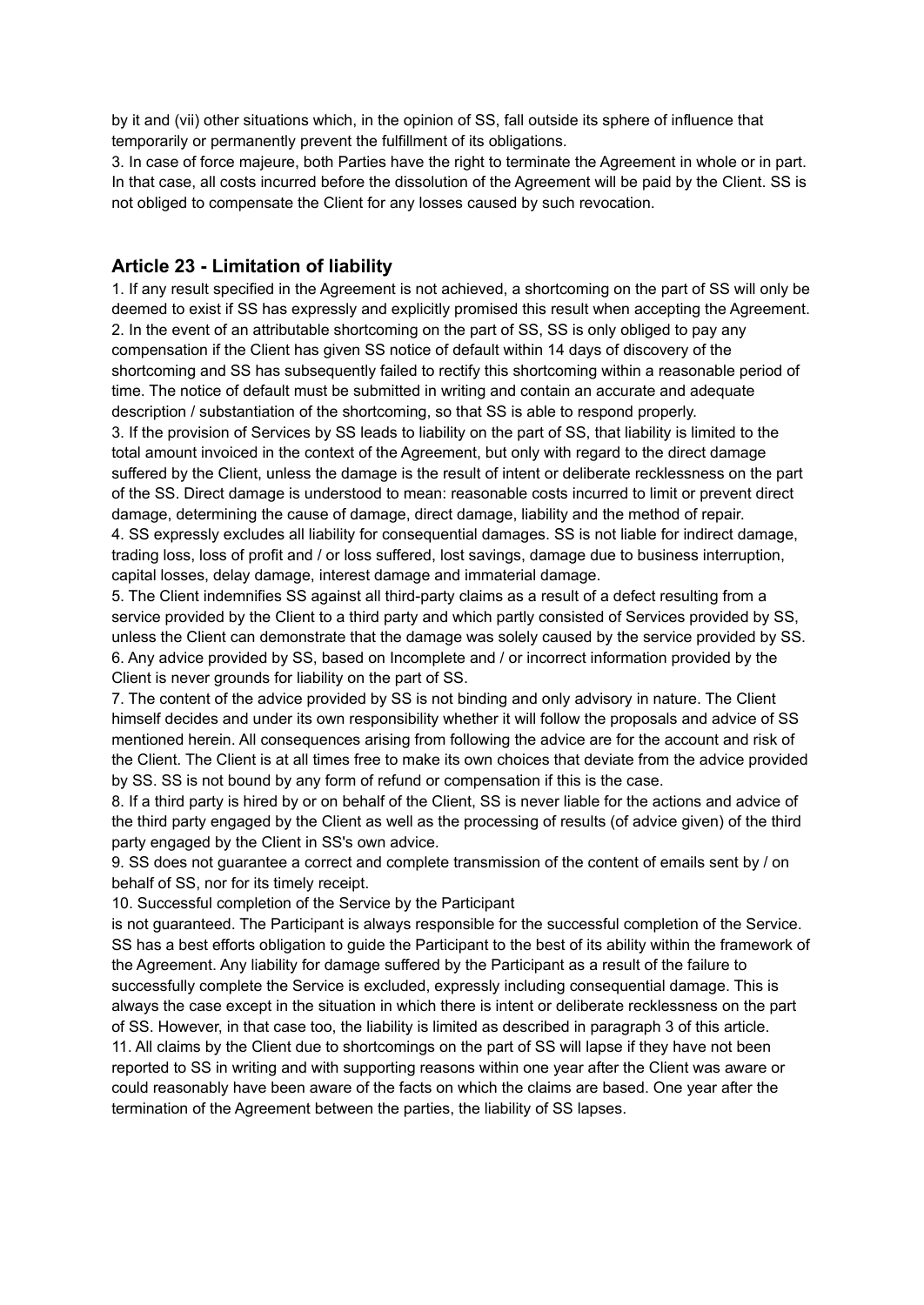by it and (vii) other situations which, in the opinion of SS, fall outside its sphere of influence that temporarily or permanently prevent the fulfillment of its obligations.

3. In case of force majeure, both Parties have the right to terminate the Agreement in whole or in part. In that case, all costs incurred before the dissolution of the Agreement will be paid by the Client. SS is not obliged to compensate the Client for any losses caused by such revocation.

## Article 23 - Limitation of liability

1. If any result specified in the Agreement is not achieved, a shortcoming on the part of SS will only be deemed to exist if SS has expressly and explicitly promised this result when accepting the Agreement.
2. In the event of an attributable shortcoming on the part of SS, SS is only obliged to pay any compensation if the Client has given SS notice of default within 14 days of discovery of the shortcoming and SS has subsequently failed to rectify this shortcoming within a reasonable period of time. The notice of default must be submitted in writing and contain an accurate and adequate description / substantiation of the shortcoming, so that SS is able to respond properly.
3. If the provision of Services by SS leads to liability on the part of SS, that liability is limited to the total amount invoiced in the context of the Agreement, but only with regard to the direct damage suffered by the Client, unless the damage is the result of intent or deliberate recklessness on the part of the SS. Direct damage is understood to mean: reasonable costs incurred to limit or prevent direct damage, determining the cause of damage, direct damage, liability and the method of repair.
4. SS expressly excludes all liability for consequential damages. SS is not liable for indirect damage, trading loss, loss of profit and / or loss suffered, lost savings, damage due to business interruption, capital losses, delay damage, interest damage and immaterial damage.
5. The Client indemnifies SS against all third-party claims as a result of a defect resulting from a service provided by the Client to a third party and which partly consisted of Services provided by SS, unless the Client can demonstrate that the damage was solely caused by the service provided by SS.
6. Any advice provided by SS, based on Incomplete and / or incorrect information provided by the Client is never grounds for liability on the part of SS.
7. The content of the advice provided by SS is not binding and only advisory in nature. The Client himself decides and under its own responsibility whether it will follow the proposals and advice of SS mentioned herein. All consequences arising from following the advice are for the account and risk of the Client. The Client is at all times free to make its own choices that deviate from the advice provided by SS. SS is not bound by any form of refund or compensation if this is the case.
8. If a third party is hired by or on behalf of the Client, SS is never liable for the actions and advice of the third party engaged by the Client as well as the processing of results (of advice given) of the third party engaged by the Client in SS's own advice.
9. SS does not guarantee a correct and complete transmission of the content of emails sent by / on behalf of SS, nor for its timely receipt.
10. Successful completion of the Service by the Participant is not guaranteed. The Participant is always responsible for the successful completion of the Service. SS has a best efforts obligation to guide the Participant to the best of its ability within the framework of the Agreement. Any liability for damage suffered by the Participant as a result of the failure to successfully complete the Service is excluded, expressly including consequential damage. This is always the case except in the situation in which there is intent or deliberate recklessness on the part of SS. However, in that case too, the liability is limited as described in paragraph 3 of this article.
11. All claims by the Client due to shortcomings on the part of SS will lapse if they have not been reported to SS in writing and with supporting reasons within one year after the Client was aware or could reasonably have been aware of the facts on which the claims are based. One year after the termination of the Agreement between the parties, the liability of SS lapses.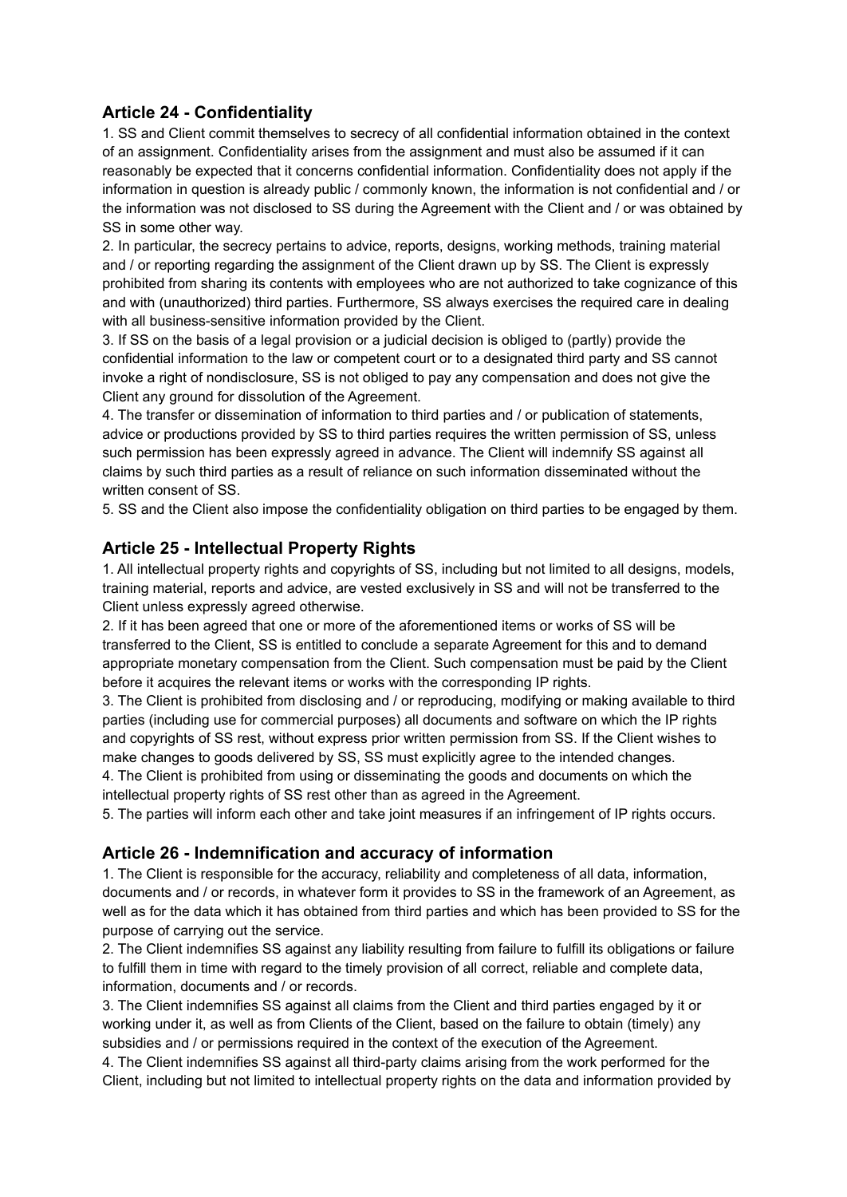## Article 24 - Confidentiality

1. SS and Client commit themselves to secrecy of all confidential information obtained in the context of an assignment. Confidentiality arises from the assignment and must also be assumed if it can reasonably be expected that it concerns confidential information. Confidentiality does not apply if the information in question is already public / commonly known, the information is not confidential and / or the information was not disclosed to SS during the Agreement with the Client and / or was obtained by SS in some other way.
2. In particular, the secrecy pertains to advice, reports, designs, working methods, training material and / or reporting regarding the assignment of the Client drawn up by SS. The Client is expressly prohibited from sharing its contents with employees who are not authorized to take cognizance of this and with (unauthorized) third parties. Furthermore, SS always exercises the required care in dealing with all business-sensitive information provided by the Client.
3. If SS on the basis of a legal provision or a judicial decision is obliged to (partly) provide the confidential information to the law or competent court or to a designated third party and SS cannot invoke a right of nondisclosure, SS is not obliged to pay any compensation and does not give the Client any ground for dissolution of the Agreement.
4. The transfer or dissemination of information to third parties and / or publication of statements, advice or productions provided by SS to third parties requires the written permission of SS, unless such permission has been expressly agreed in advance. The Client will indemnify SS against all claims by such third parties as a result of reliance on such information disseminated without the written consent of SS.
5. SS and the Client also impose the confidentiality obligation on third parties to be engaged by them.

## Article 25 - Intellectual Property Rights

1. All intellectual property rights and copyrights of SS, including but not limited to all designs, models, training material, reports and advice, are vested exclusively in SS and will not be transferred to the Client unless expressly agreed otherwise.
2. If it has been agreed that one or more of the aforementioned items or works of SS will be transferred to the Client, SS is entitled to conclude a separate Agreement for this and to demand appropriate monetary compensation from the Client. Such compensation must be paid by the Client before it acquires the relevant items or works with the corresponding IP rights.
3. The Client is prohibited from disclosing and / or reproducing, modifying or making available to third parties (including use for commercial purposes) all documents and software on which the IP rights and copyrights of SS rest, without express prior written permission from SS. If the Client wishes to make changes to goods delivered by SS, SS must explicitly agree to the intended changes.
4. The Client is prohibited from using or disseminating the goods and documents on which the intellectual property rights of SS rest other than as agreed in the Agreement.
5. The parties will inform each other and take joint measures if an infringement of IP rights occurs.

## Article 26 - Indemnification and accuracy of information

1. The Client is responsible for the accuracy, reliability and completeness of all data, information, documents and / or records, in whatever form it provides to SS in the framework of an Agreement, as well as for the data which it has obtained from third parties and which has been provided to SS for the purpose of carrying out the service.
2. The Client indemnifies SS against any liability resulting from failure to fulfill its obligations or failure to fulfill them in time with regard to the timely provision of all correct, reliable and complete data, information, documents and / or records.
3. The Client indemnifies SS against all claims from the Client and third parties engaged by it or working under it, as well as from Clients of the Client, based on the failure to obtain (timely) any subsidies and / or permissions required in the context of the execution of the Agreement.
4. The Client indemnifies SS against all third-party claims arising from the work performed for the Client, including but not limited to intellectual property rights on the data and information provided by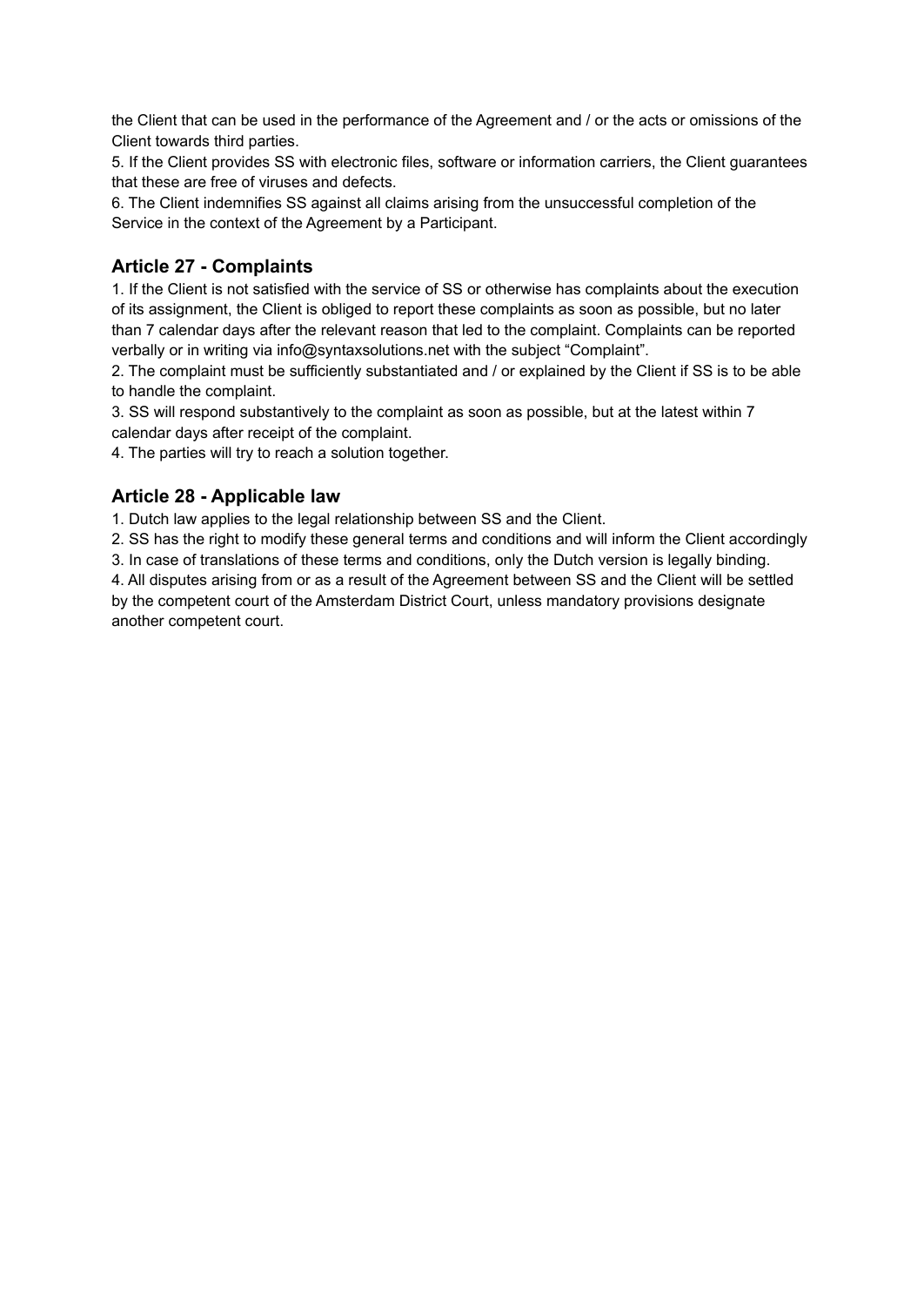the Client that can be used in the performance of the Agreement and / or the acts or omissions of the Client towards third parties.

5. If the Client provides SS with electronic files, software or information carriers, the Client guarantees that these are free of viruses and defects.

6. The Client indemnifies SS against all claims arising from the unsuccessful completion of the Service in the context of the Agreement by a Participant.

## Article 27 - Complaints

1. If the Client is not satisfied with the service of SS or otherwise has complaints about the execution of its assignment, the Client is obliged to report these complaints as soon as possible, but no later than 7 calendar days after the relevant reason that led to the complaint. Complaints can be reported verbally or in writing via info@syntaxsolutions.net with the subject "Complaint".

2. The complaint must be sufficiently substantiated and / or explained by the Client if SS is to be able to handle the complaint.

3. SS will respond substantively to the complaint as soon as possible, but at the latest within 7 calendar days after receipt of the complaint.

4. The parties will try to reach a solution together.

## Article 28 - Applicable law

1. Dutch law applies to the legal relationship between SS and the Client.

2. SS has the right to modify these general terms and conditions and will inform the Client accordingly

3. In case of translations of these terms and conditions, only the Dutch version is legally binding.

4. All disputes arising from or as a result of the Agreement between SS and the Client will be settled by the competent court of the Amsterdam District Court, unless mandatory provisions designate another competent court.